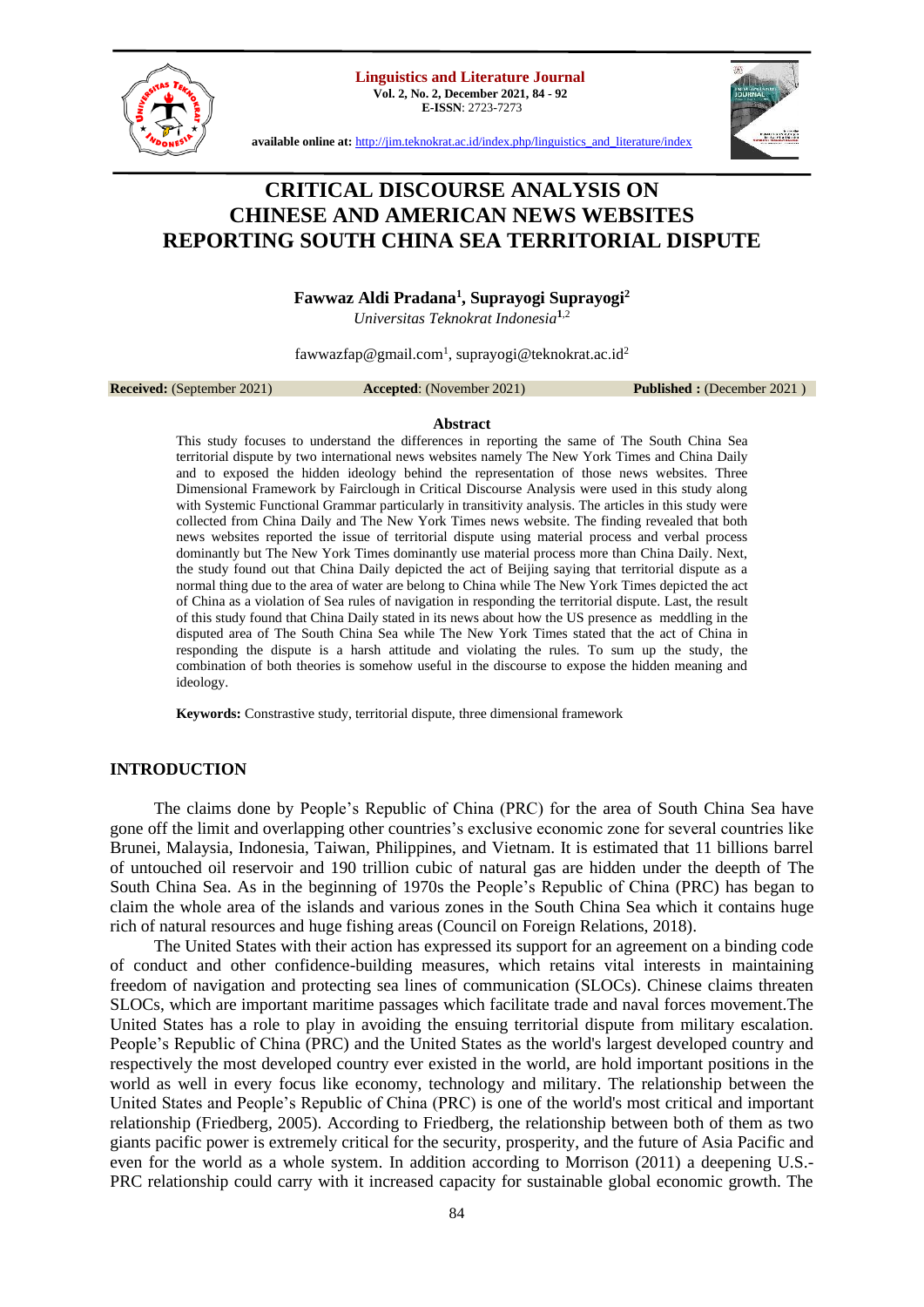# CRITICAL DISCOURSE ANALYSIS ON CHINESE AND AMERICAN NEWS WEBSITES REPORTING SOUTH CHINA SEA TERRITORIAL DISPUTE

**Fawwaz Aldi Pradana[1], Suprayogi Suprayogi[2]**

*Universitas Teknokrat Indonesia[1,2]*

fawwazfap@gmail.com[1], suprayogi@teknokrat.ac.id[2]

**Received:** (September 2021) **Accepted**: (November 2021) **Published :** (December 2021 )

### Abstract

This study focuses to understand the differences in reporting the same of The South China Sea territorial dispute by two international news websites namely The New York Times and China Daily and to exposed the hidden ideology behind the representation of those news websites. Three Dimensional Framework by Fairclough in Critical Discourse Analysis were used in this study along with Systemic Functional Grammar particularly in transitivity analysis. The articles in this study were collected from China Daily and The New York Times news website. The finding revealed that both news websites reported the issue of territorial dispute using material process and verbal process dominantly but The New York Times dominantly use material process more than China Daily. Next, the study found out that China Daily depicted the act of Beijing saying that territorial dispute as a normal thing due to the area of water are belong to China while The New York Times depicted the act of China as a violation of Sea rules of navigation in responding the territorial dispute. Last, the result of this study found that China Daily stated in its news about how the US presence as meddling in the disputed area of The South China Sea while The New York Times stated that the act of China in responding the dispute is a harsh attitude and violating the rules. To sum up the study, the combination of both theories is somehow useful in the discourse to expose the hidden meaning and ideology.

**Keywords:** Constrastive study, territorial dispute, three dimensional framework

## INTRODUCTION

The claims done by People's Republic of China (PRC) for the area of South China Sea have gone off the limit and overlapping other countries's exclusive economic zone for several countries like Brunei, Malaysia, Indonesia, Taiwan, Philippines, and Vietnam. It is estimated that 11 billions barrel of untouched oil reservoir and 190 trillion cubic of natural gas are hidden under the deepth of The South China Sea. As in the beginning of 1970s the People's Republic of China (PRC) has began to claim the whole area of the islands and various zones in the South China Sea which it contains huge rich of natural resources and huge fishing areas (Council on Foreign Relations, 2018).

The United States with their action has expressed its support for an agreement on a binding code of conduct and other confidence-building measures, which retains vital interests in maintaining freedom of navigation and protecting sea lines of communication (SLOCs). Chinese claims threaten SLOCs, which are important maritime passages which facilitate trade and naval forces movement.The United States has a role to play in avoiding the ensuing territorial dispute from military escalation. People's Republic of China (PRC) and the United States as the world's largest developed country and respectively the most developed country ever existed in the world, are hold important positions in the world as well in every focus like economy, technology and military. The relationship between the United States and People's Republic of China (PRC) is one of the world's most critical and important relationship (Friedberg, 2005). According to Friedberg, the relationship between both of them as two giants pacific power is extremely critical for the security, prosperity, and the future of Asia Pacific and even for the world as a whole system. In addition according to Morrison (2011) a deepening U.S.-PRC relationship could carry with it increased capacity for sustainable global economic growth. The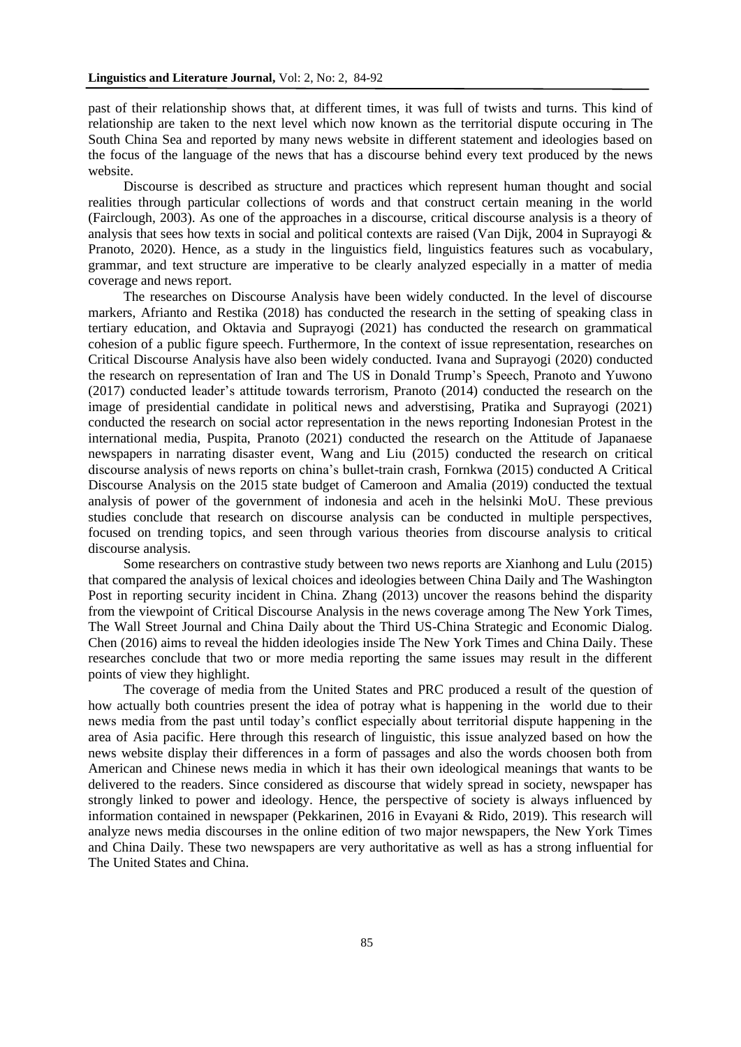past of their relationship shows that, at different times, it was full of twists and turns. This kind of relationship are taken to the next level which now known as the territorial dispute occuring in The South China Sea and reported by many news website in different statement and ideologies based on the focus of the language of the news that has a discourse behind every text produced by the news website.

Discourse is described as structure and practices which represent human thought and social realities through particular collections of words and that construct certain meaning in the world (Fairclough, 2003). As one of the approaches in a discourse, critical discourse analysis is a theory of analysis that sees how texts in social and political contexts are raised (Van Dijk, 2004 in Suprayogi & Pranoto, 2020). Hence, as a study in the linguistics field, linguistics features such as vocabulary, grammar, and text structure are imperative to be clearly analyzed especially in a matter of media coverage and news report.

The researches on Discourse Analysis have been widely conducted. In the level of discourse markers, Afrianto and Restika (2018) has conducted the research in the setting of speaking class in tertiary education, and Oktavia and Suprayogi (2021) has conducted the research on grammatical cohesion of a public figure speech. Furthermore, In the context of issue representation, researches on Critical Discourse Analysis have also been widely conducted. Ivana and Suprayogi (2020) conducted the research on representation of Iran and The US in Donald Trump's Speech, Pranoto and Yuwono (2017) conducted leader's attitude towards terrorism, Pranoto (2014) conducted the research on the image of presidential candidate in political news and adverstising, Pratika and Suprayogi (2021) conducted the research on social actor representation in the news reporting Indonesian Protest in the international media, Puspita, Pranoto (2021) conducted the research on the Attitude of Japanaese newspapers in narrating disaster event, Wang and Liu (2015) conducted the research on critical discourse analysis of news reports on china's bullet-train crash, Fornkwa (2015) conducted A Critical Discourse Analysis on the 2015 state budget of Cameroon and Amalia (2019) conducted the textual analysis of power of the government of indonesia and aceh in the helsinki MoU. These previous studies conclude that research on discourse analysis can be conducted in multiple perspectives, focused on trending topics, and seen through various theories from discourse analysis to critical discourse analysis.

Some researchers on contrastive study between two news reports are Xianhong and Lulu (2015) that compared the analysis of lexical choices and ideologies between China Daily and The Washington Post in reporting security incident in China. Zhang (2013) uncover the reasons behind the disparity from the viewpoint of Critical Discourse Analysis in the news coverage among The New York Times, The Wall Street Journal and China Daily about the Third US-China Strategic and Economic Dialog. Chen (2016) aims to reveal the hidden ideologies inside The New York Times and China Daily. These researches conclude that two or more media reporting the same issues may result in the different points of view they highlight.

The coverage of media from the United States and PRC produced a result of the question of how actually both countries present the idea of potray what is happening in the world due to their news media from the past until today's conflict especially about territorial dispute happening in the area of Asia pacific. Here through this research of linguistic, this issue analyzed based on how the news website display their differences in a form of passages and also the words choosen both from American and Chinese news media in which it has their own ideological meanings that wants to be delivered to the readers. Since considered as discourse that widely spread in society, newspaper has strongly linked to power and ideology. Hence, the perspective of society is always influenced by information contained in newspaper (Pekkarinen, 2016 in Evayani & Rido, 2019). This research will analyze news media discourses in the online edition of two major newspapers, the New York Times and China Daily. These two newspapers are very authoritative as well as has a strong influential for The United States and China.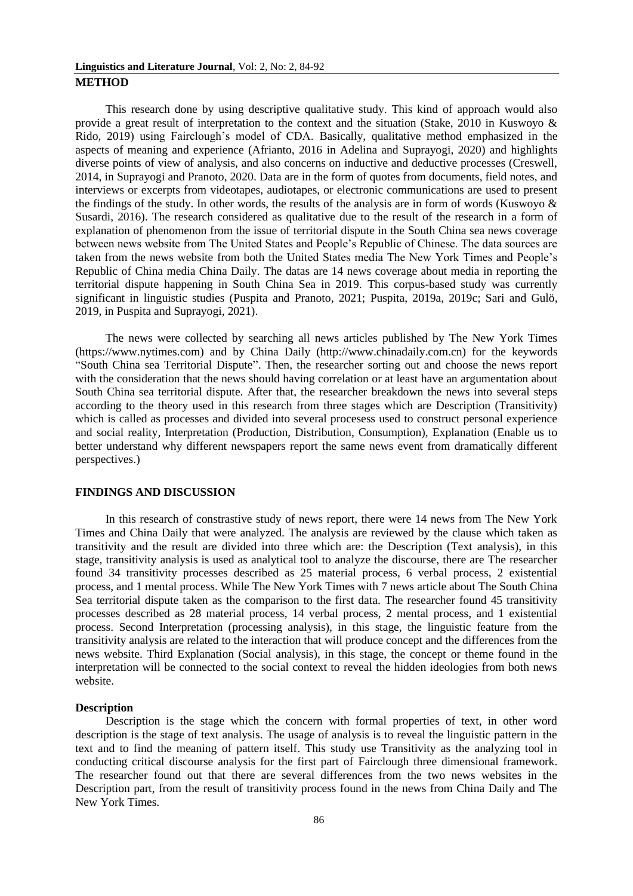## METHOD

This research done by using descriptive qualitative study. This kind of approach would also provide a great result of interpretation to the context and the situation (Stake, 2010 in Kuswoyo & Rido, 2019) using Fairclough's model of CDA. Basically, qualitative method emphasized in the aspects of meaning and experience (Afrianto, 2016 in Adelina and Suprayogi, 2020) and highlights diverse points of view of analysis, and also concerns on inductive and deductive processes (Creswell, 2014, in Suprayogi and Pranoto, 2020. Data are in the form of quotes from documents, field notes, and interviews or excerpts from videotapes, audiotapes, or electronic communications are used to present the findings of the study. In other words, the results of the analysis are in form of words (Kuswoyo & Susardi, 2016). The research considered as qualitative due to the result of the research in a form of explanation of phenomenon from the issue of territorial dispute in the South China sea news coverage between news website from The United States and People's Republic of Chinese. The data sources are taken from the news website from both the United States media The New York Times and People's Republic of China media China Daily. The datas are 14 news coverage about media in reporting the territorial dispute happening in South China Sea in 2019. This corpus-based study was currently significant in linguistic studies (Puspita and Pranoto, 2021; Puspita, 2019a, 2019c; Sari and Gulö, 2019, in Puspita and Suprayogi, 2021).

The news were collected by searching all news articles published by The New York Times (https://www.nytimes.com) and by China Daily (http://www.chinadaily.com.cn) for the keywords "South China sea Territorial Dispute". Then, the researcher sorting out and choose the news report with the consideration that the news should having correlation or at least have an argumentation about South China sea territorial dispute. After that, the researcher breakdown the news into several steps according to the theory used in this research from three stages which are Description (Transitivity) which is called as processes and divided into several procesess used to construct personal experience and social reality, Interpretation (Production, Distribution, Consumption), Explanation (Enable us to better understand why different newspapers report the same news event from dramatically different perspectives.)

## FINDINGS AND DISCUSSION

In this research of constrastive study of news report, there were 14 news from The New York Times and China Daily that were analyzed. The analysis are reviewed by the clause which taken as transitivity and the result are divided into three which are: the Description (Text analysis), in this stage, transitivity analysis is used as analytical tool to analyze the discourse, there are The researcher found 34 transitivity processes described as 25 material process, 6 verbal process, 2 existential process, and 1 mental process. While The New York Times with 7 news article about The South China Sea territorial dispute taken as the comparison to the first data. The researcher found 45 transitivity processes described as 28 material process, 14 verbal process, 2 mental process, and 1 existential process. Second Interpretation (processing analysis), in this stage, the linguistic feature from the transitivity analysis are related to the interaction that will produce concept and the differences from the news website. Third Explanation (Social analysis), in this stage, the concept or theme found in the interpretation will be connected to the social context to reveal the hidden ideologies from both news website.

### Description

Description is the stage which the concern with formal properties of text, in other word description is the stage of text analysis. The usage of analysis is to reveal the linguistic pattern in the text and to find the meaning of pattern itself. This study use Transitivity as the analyzing tool in conducting critical discourse analysis for the first part of Fairclough three dimensional framework. The researcher found out that there are several differences from the two news websites in the Description part, from the result of transitivity process found in the news from China Daily and The New York Times.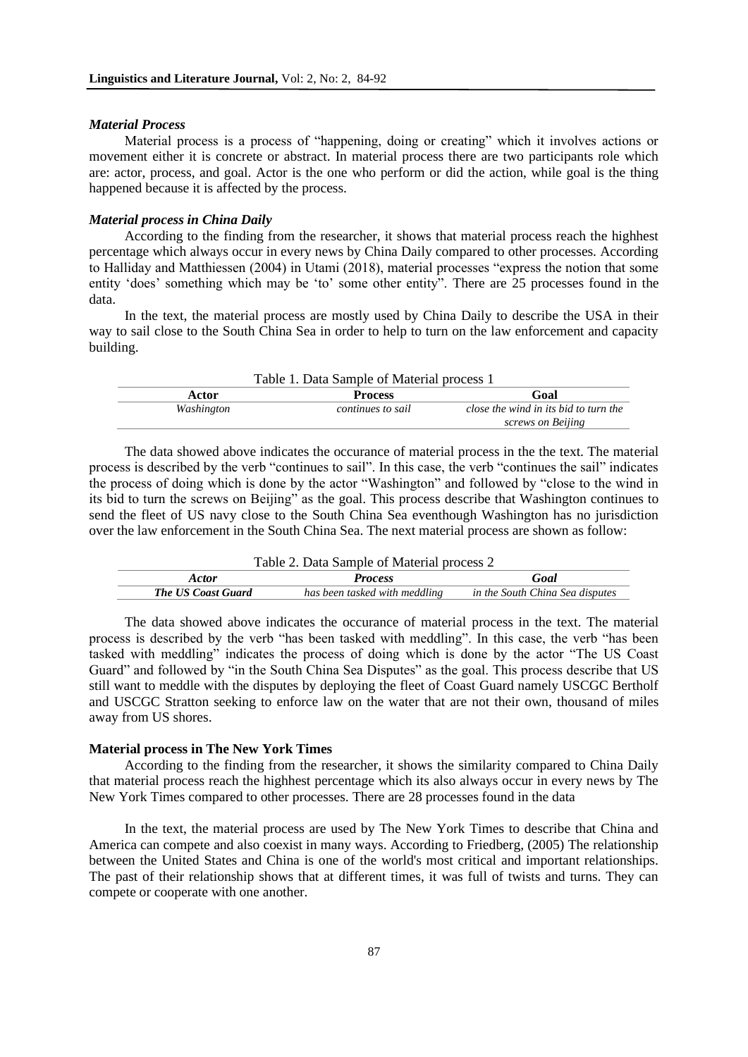### *Material Process*

Material process is a process of "happening, doing or creating" which it involves actions or movement either it is concrete or abstract. In material process there are two participants role which are: actor, process, and goal. Actor is the one who perform or did the action, while goal is the thing happened because it is affected by the process.

### *Material process in China Daily*

According to the finding from the researcher, it shows that material process reach the highhest percentage which always occur in every news by China Daily compared to other processes. According to Halliday and Matthiessen (2004) in Utami (2018), material processes "express the notion that some entity 'does' something which may be 'to' some other entity". There are 25 processes found in the data.

In the text, the material process are mostly used by China Daily to describe the USA in their way to sail close to the South China Sea in order to help to turn on the law enforcement and capacity building.

Table 1. Data Sample of Material process 1

| Actor | Process | Goal |
| --- | --- | --- |
| *Washington* | *continues to sail* | *close the wind in its bid to turn the screws on Beijing* |

The data showed above indicates the occurance of material process in the the text. The material process is described by the verb "continues to sail". In this case, the verb "continues the sail" indicates the process of doing which is done by the actor "Washington" and followed by "close to the wind in its bid to turn the screws on Beijing" as the goal. This process describe that Washington continues to send the fleet of US navy close to the South China Sea eventhough Washington has no jurisdiction over the law enforcement in the South China Sea. The next material process are shown as follow:

Table 2. Data Sample of Material process 2

| *Actor* | *Process* | *Goal* |
| --- | --- | --- |
| ***The US Coast Guard*** | *has been tasked with meddling* | *in the South China Sea disputes* |

The data showed above indicates the occurance of material process in the text. The material process is described by the verb "has been tasked with meddling". In this case, the verb "has been tasked with meddling" indicates the process of doing which is done by the actor "The US Coast Guard" and followed by "in the South China Sea Disputes" as the goal. This process describe that US still want to meddle with the disputes by deploying the fleet of Coast Guard namely USCGC Bertholf and USCGC Stratton seeking to enforce law on the water that are not their own, thousand of miles away from US shores.

### **Material process in The New York Times**

According to the finding from the researcher, it shows the similarity compared to China Daily that material process reach the highhest percentage which its also always occur in every news by The New York Times compared to other processes. There are 28 processes found in the data

In the text, the material process are used by The New York Times to describe that China and America can compete and also coexist in many ways. According to Friedberg, (2005) The relationship between the United States and China is one of the world's most critical and important relationships. The past of their relationship shows that at different times, it was full of twists and turns. They can compete or cooperate with one another.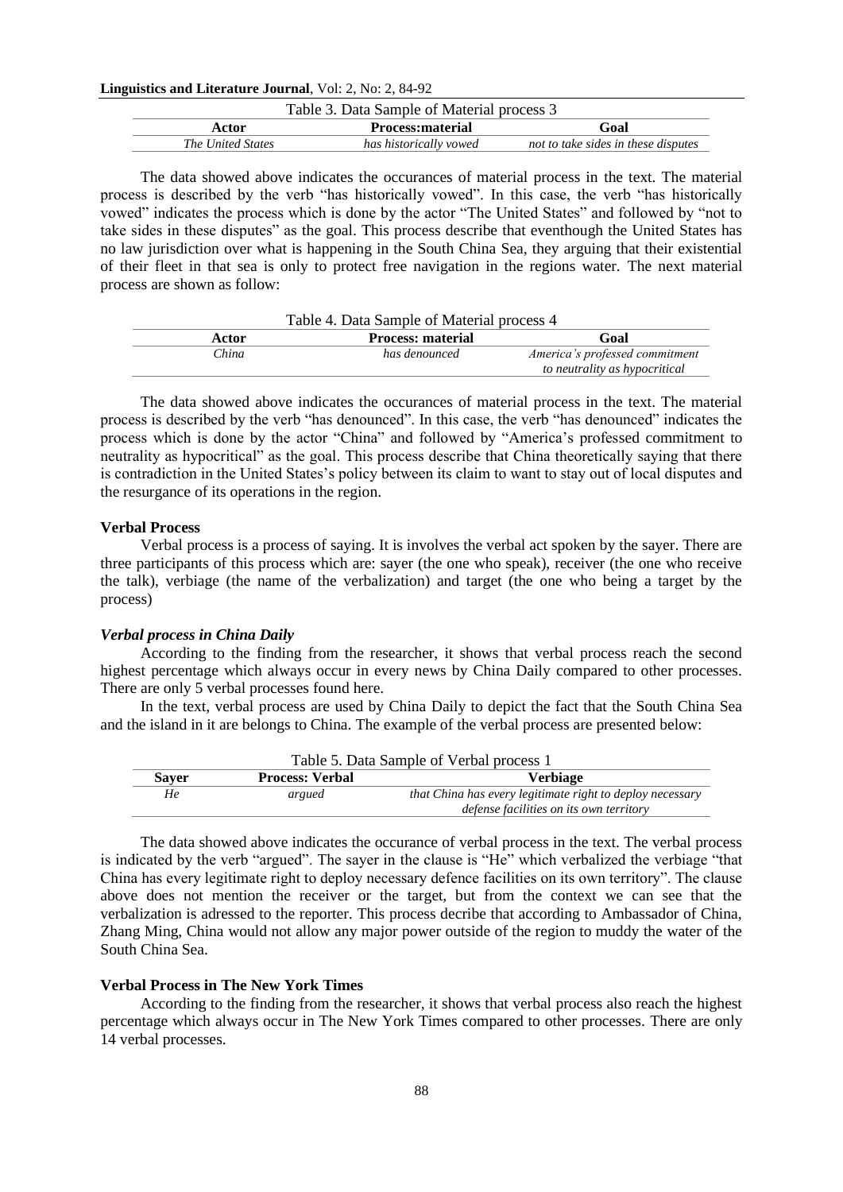Table 3. Data Sample of Material process 3

| Actor | Process:material | Goal |
|---|---|---|
| *The United States* | *has historically vowed* | *not to take sides in these disputes* |

The data showed above indicates the occurances of material process in the text. The material process is described by the verb "has historically vowed". In this case, the verb "has historically vowed" indicates the process which is done by the actor "The United States" and followed by "not to take sides in these disputes" as the goal. This process describe that eventhough the United States has no law jurisdiction over what is happening in the South China Sea, they arguing that their existential of their fleet in that sea is only to protect free navigation in the regions water. The next material process are shown as follow:

Table 4. Data Sample of Material process 4

| Actor | Process: material | Goal |
|---|---|---|
| *China* | *has denounced* | *America's professed commitment to neutrality as hypocritical* |

The data showed above indicates the occurances of material process in the text. The material process is described by the verb "has denounced". In this case, the verb "has denounced" indicates the process which is done by the actor "China" and followed by "America's professed commitment to neutrality as hypocritical" as the goal. This process describe that China theoretically saying that there is contradiction in the United States's policy between its claim to want to stay out of local disputes and the resurgance of its operations in the region.

**Verbal Process**

Verbal process is a process of saying. It is involves the verbal act spoken by the sayer. There are three participants of this process which are: sayer (the one who speak), receiver (the one who receive the talk), verbiage (the name of the verbalization) and target (the one who being a target by the process)

***Verbal process in China Daily***

According to the finding from the researcher, it shows that verbal process reach the second highest percentage which always occur in every news by China Daily compared to other processes. There are only 5 verbal processes found here.

In the text, verbal process are used by China Daily to depict the fact that the South China Sea and the island in it are belongs to China. The example of the verbal process are presented below:

Table 5. Data Sample of Verbal process 1

| Sayer | Process: Verbal | Verbiage |
|---|---|---|
| *He* | *argued* | *that China has every legitimate right to deploy necessary defense facilities on its own territory* |

The data showed above indicates the occurance of verbal process in the text. The verbal process is indicated by the verb "argued". The sayer in the clause is "He" which verbalized the verbiage "that China has every legitimate right to deploy necessary defence facilities on its own territory". The clause above does not mention the receiver or the target, but from the context we can see that the verbalization is adressed to the reporter. This process decribe that according to Ambassador of China, Zhang Ming, China would not allow any major power outside of the region to muddy the water of the South China Sea.

**Verbal Process in The New York Times**

According to the finding from the researcher, it shows that verbal process also reach the highest percentage which always occur in The New York Times compared to other processes. There are only 14 verbal processes.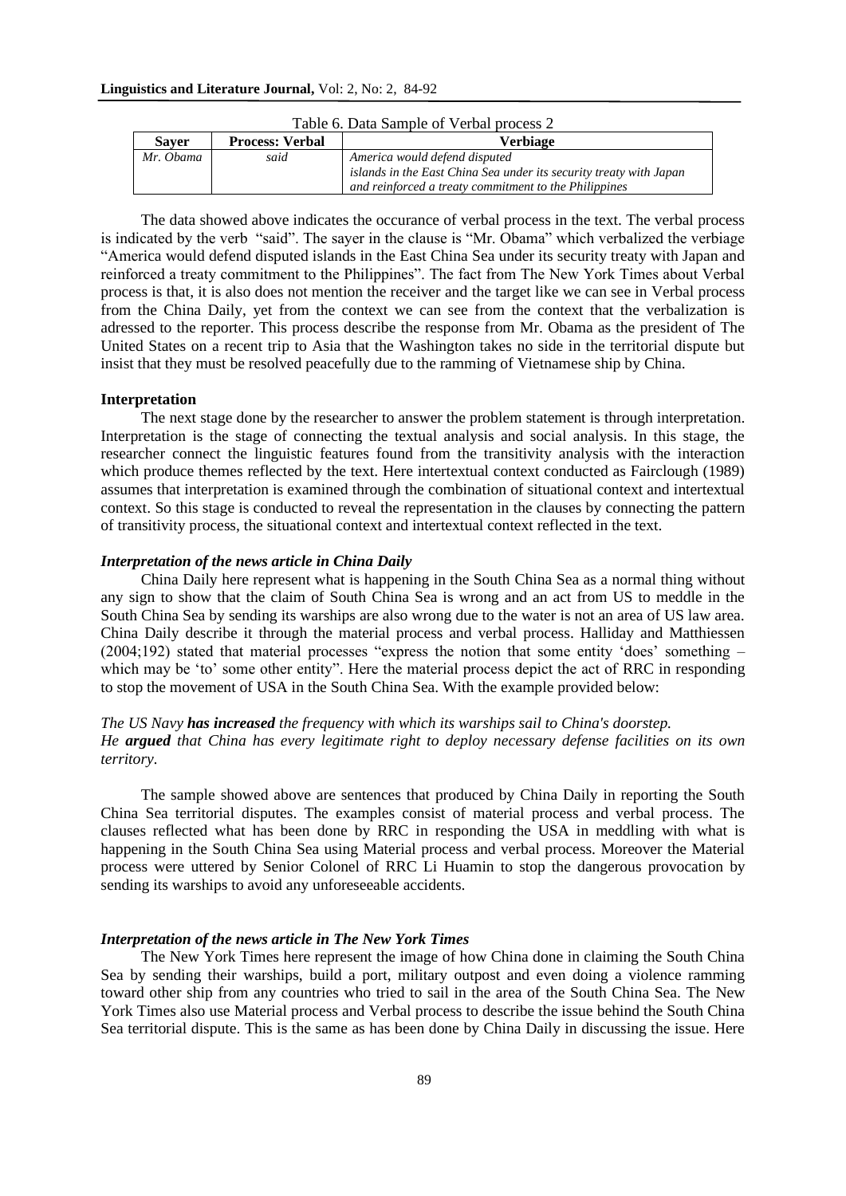Table 6. Data Sample of Verbal process 2

| Sayer | Process: Verbal | Verbiage |
|---|---|---|
| *Mr. Obama* | *said* | *America would defend disputed islands in the East China Sea under its security treaty with Japan and reinforced a treaty commitment to the Philippines* |

The data showed above indicates the occurance of verbal process in the text. The verbal process is indicated by the verb "said". The sayer in the clause is "Mr. Obama" which verbalized the verbiage "America would defend disputed islands in the East China Sea under its security treaty with Japan and reinforced a treaty commitment to the Philippines". The fact from The New York Times about Verbal process is that, it is also does not mention the receiver and the target like we can see in Verbal process from the China Daily, yet from the context we can see from the context that the verbalization is adressed to the reporter. This process describe the response from Mr. Obama as the president of The United States on a recent trip to Asia that the Washington takes no side in the territorial dispute but insist that they must be resolved peacefully due to the ramming of Vietnamese ship by China.

**Interpretation**

The next stage done by the researcher to answer the problem statement is through interpretation. Interpretation is the stage of connecting the textual analysis and social analysis. In this stage, the researcher connect the linguistic features found from the transitivity analysis with the interaction which produce themes reflected by the text. Here intertextual context conducted as Fairclough (1989) assumes that interpretation is examined through the combination of situational context and intertextual context. So this stage is conducted to reveal the representation in the clauses by connecting the pattern of transitivity process, the situational context and intertextual context reflected in the text.

***Interpretation of the news article in China Daily***

China Daily here represent what is happening in the South China Sea as a normal thing without any sign to show that the claim of South China Sea is wrong and an act from US to meddle in the South China Sea by sending its warships are also wrong due to the water is not an area of US law area. China Daily describe it through the material process and verbal process. Halliday and Matthiessen (2004;192) stated that material processes "express the notion that some entity 'does' something – which may be 'to' some other entity". Here the material process depict the act of RRC in responding to stop the movement of USA in the South China Sea. With the example provided below:

*The US Navy* ***has increased*** *the frequency with which its warships sail to China's doorstep.*
*He* ***argued*** *that China has every legitimate right to deploy necessary defense facilities on its own territory.*

The sample showed above are sentences that produced by China Daily in reporting the South China Sea territorial disputes. The examples consist of material process and verbal process. The clauses reflected what has been done by RRC in responding the USA in meddling with what is happening in the South China Sea using Material process and verbal process. Moreover the Material process were uttered by Senior Colonel of RRC Li Huamin to stop the dangerous provocation by sending its warships to avoid any unforeseeable accidents.

***Interpretation of the news article in The New York Times***

The New York Times here represent the image of how China done in claiming the South China Sea by sending their warships, build a port, military outpost and even doing a violence ramming toward other ship from any countries who tried to sail in the area of the South China Sea. The New York Times also use Material process and Verbal process to describe the issue behind the South China Sea territorial dispute. This is the same as has been done by China Daily in discussing the issue. Here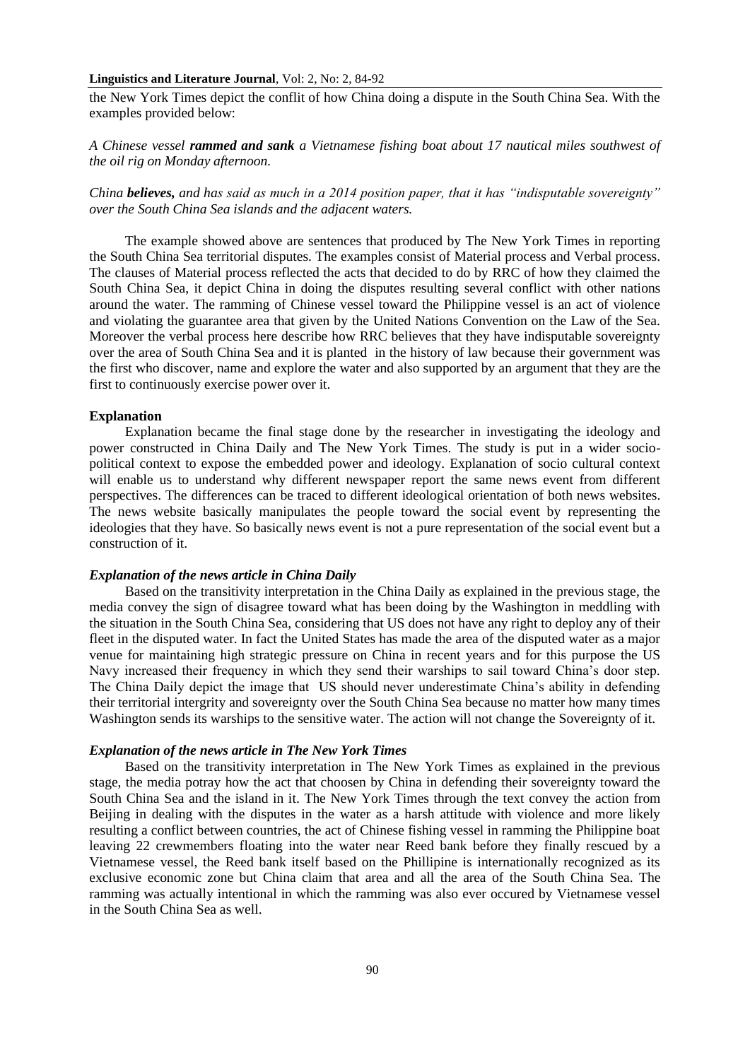the New York Times depict the conflit of how China doing a dispute in the South China Sea. With the examples provided below:

*A Chinese vessel **rammed and sank** a Vietnamese fishing boat about 17 nautical miles southwest of the oil rig on Monday afternoon.*

*China **believes,** and has said as much in a 2014 position paper, that it has "indisputable sovereignty" over the South China Sea islands and the adjacent waters.*

The example showed above are sentences that produced by The New York Times in reporting the South China Sea territorial disputes. The examples consist of Material process and Verbal process. The clauses of Material process reflected the acts that decided to do by RRC of how they claimed the South China Sea, it depict China in doing the disputes resulting several conflict with other nations around the water. The ramming of Chinese vessel toward the Philippine vessel is an act of violence and violating the guarantee area that given by the United Nations Convention on the Law of the Sea. Moreover the verbal process here describe how RRC believes that they have indisputable sovereignty over the area of South China Sea and it is planted in the history of law because their government was the first who discover, name and explore the water and also supported by an argument that they are the first to continuously exercise power over it.

**Explanation**

Explanation became the final stage done by the researcher in investigating the ideology and power constructed in China Daily and The New York Times. The study is put in a wider socio-political context to expose the embedded power and ideology. Explanation of socio cultural context will enable us to understand why different newspaper report the same news event from different perspectives. The differences can be traced to different ideological orientation of both news websites. The news website basically manipulates the people toward the social event by representing the ideologies that they have. So basically news event is not a pure representation of the social event but a construction of it.

***Explanation of the news article in China Daily***

Based on the transitivity interpretation in the China Daily as explained in the previous stage, the media convey the sign of disagree toward what has been doing by the Washington in meddling with the situation in the South China Sea, considering that US does not have any right to deploy any of their fleet in the disputed water. In fact the United States has made the area of the disputed water as a major venue for maintaining high strategic pressure on China in recent years and for this purpose the US Navy increased their frequency in which they send their warships to sail toward China's door step. The China Daily depict the image that US should never underestimate China's ability in defending their territorial intergrity and sovereignty over the South China Sea because no matter how many times Washington sends its warships to the sensitive water. The action will not change the Sovereignty of it.

***Explanation of the news article in The New York Times***

Based on the transitivity interpretation in The New York Times as explained in the previous stage, the media potray how the act that choosen by China in defending their sovereignty toward the South China Sea and the island in it. The New York Times through the text convey the action from Beijing in dealing with the disputes in the water as a harsh attitude with violence and more likely resulting a conflict between countries, the act of Chinese fishing vessel in ramming the Philippine boat leaving 22 crewmembers floating into the water near Reed bank before they finally rescued by a Vietnamese vessel, the Reed bank itself based on the Phillipine is internationally recognized as its exclusive economic zone but China claim that area and all the area of the South China Sea. The ramming was actually intentional in which the ramming was also ever occured by Vietnamese vessel in the South China Sea as well.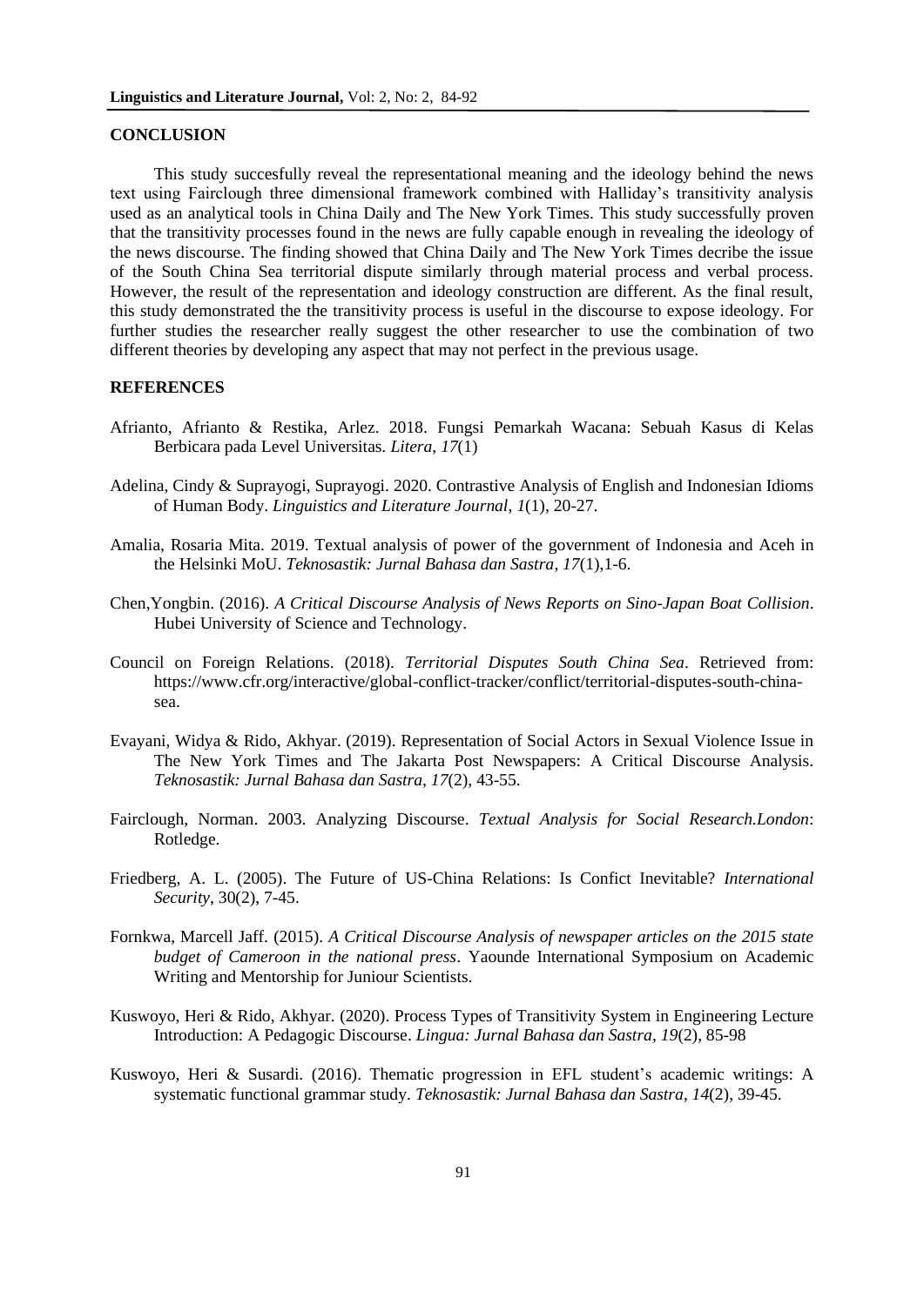## CONCLUSION

This study succesfully reveal the representational meaning and the ideology behind the news text using Fairclough three dimensional framework combined with Halliday's transitivity analysis used as an analytical tools in China Daily and The New York Times. This study successfully proven that the transitivity processes found in the news are fully capable enough in revealing the ideology of the news discourse. The finding showed that China Daily and The New York Times decribe the issue of the South China Sea territorial dispute similarly through material process and verbal process. However, the result of the representation and ideology construction are different. As the final result, this study demonstrated the the transitivity process is useful in the discourse to expose ideology. For further studies the researcher really suggest the other researcher to use the combination of two different theories by developing any aspect that may not perfect in the previous usage.

## REFERENCES

Afrianto, Afrianto & Restika, Arlez. 2018. Fungsi Pemarkah Wacana: Sebuah Kasus di Kelas Berbicara pada Level Universitas. *Litera*, *17*(1)

Adelina, Cindy & Suprayogi, Suprayogi. 2020. Contrastive Analysis of English and Indonesian Idioms of Human Body. *Linguistics and Literature Journal*, *1*(1), 20-27.

Amalia, Rosaria Mita. 2019. Textual analysis of power of the government of Indonesia and Aceh in the Helsinki MoU. *Teknosastik: Jurnal Bahasa dan Sastra*, *17*(1),1-6.

Chen,Yongbin. (2016). *A Critical Discourse Analysis of News Reports on Sino-Japan Boat Collision*. Hubei University of Science and Technology.

Council on Foreign Relations. (2018). *Territorial Disputes South China Sea*. Retrieved from: https://www.cfr.org/interactive/global-conflict-tracker/conflict/territorial-disputes-south-china-sea.

Evayani, Widya & Rido, Akhyar. (2019). Representation of Social Actors in Sexual Violence Issue in The New York Times and The Jakarta Post Newspapers: A Critical Discourse Analysis. *Teknosastik: Jurnal Bahasa dan Sastra*, *17*(2), 43-55.

Fairclough, Norman. 2003. Analyzing Discourse. *Textual Analysis for Social Research.London*: Rotledge.

Friedberg, A. L. (2005). The Future of US-China Relations: Is Confict Inevitable? *International Security*, 30(2), 7-45.

Fornkwa, Marcell Jaff. (2015). *A Critical Discourse Analysis of newspaper articles on the 2015 state budget of Cameroon in the national press*. Yaounde International Symposium on Academic Writing and Mentorship for Juniour Scientists.

Kuswoyo, Heri & Rido, Akhyar. (2020). Process Types of Transitivity System in Engineering Lecture Introduction: A Pedagogic Discourse. *Lingua: Jurnal Bahasa dan Sastra*, *19*(2), 85-98

Kuswoyo, Heri & Susardi. (2016). Thematic progression in EFL student's academic writings: A systematic functional grammar study. *Teknosastik: Jurnal Bahasa dan Sastra*, *14*(2), 39-45.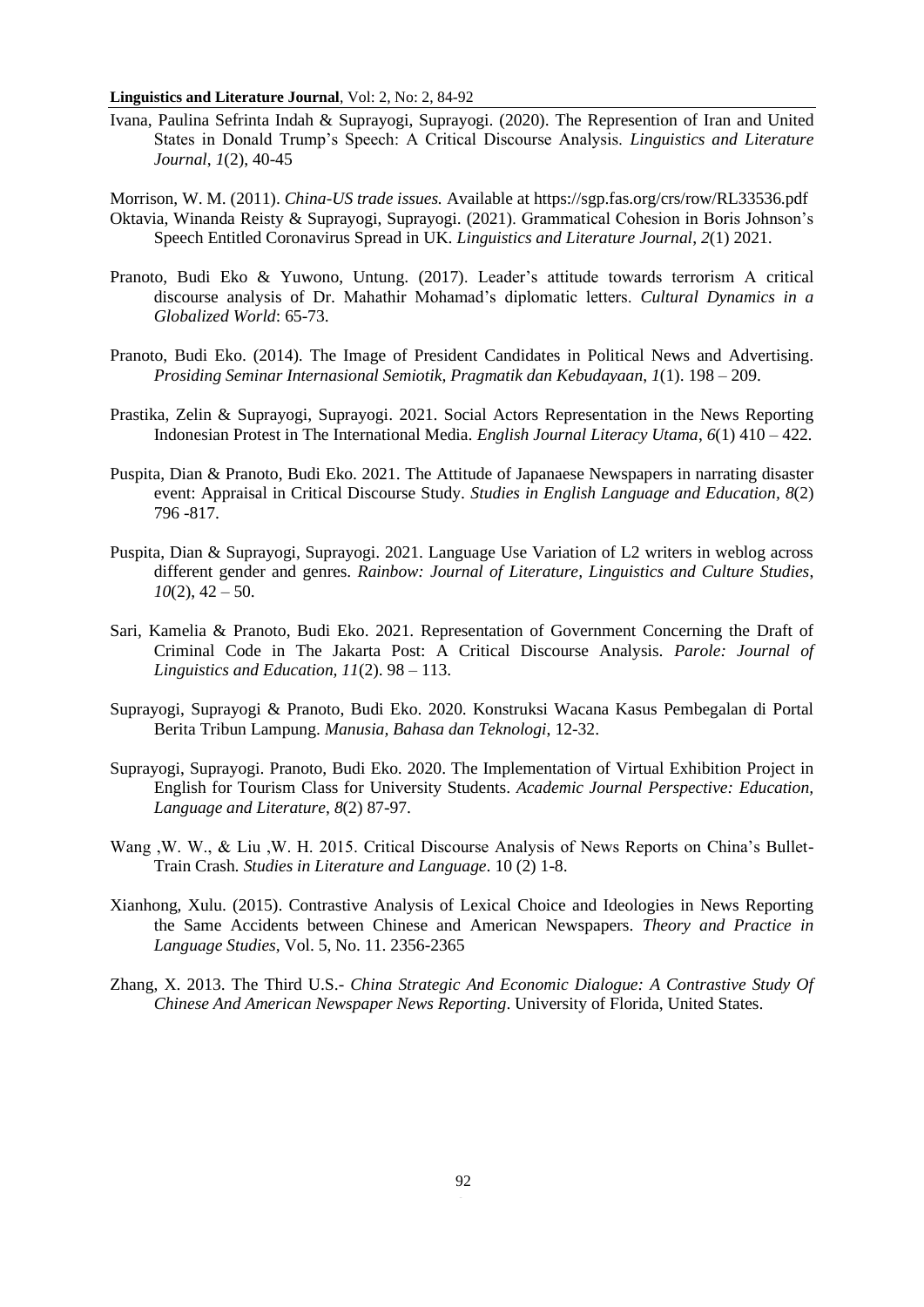Ivana, Paulina Sefrinta Indah & Suprayogi, Suprayogi. (2020). The Represention of Iran and United States in Donald Trump's Speech: A Critical Discourse Analysis. *Linguistics and Literature Journal*, *1*(2), 40-45

Morrison, W. M. (2011). *China-US trade issues.* Available at https://sgp.fas.org/crs/row/RL33536.pdf

Oktavia, Winanda Reisty & Suprayogi, Suprayogi. (2021). Grammatical Cohesion in Boris Johnson's Speech Entitled Coronavirus Spread in UK. *Linguistics and Literature Journal*, *2*(1) 2021.

Pranoto, Budi Eko & Yuwono, Untung. (2017). Leader's attitude towards terrorism A critical discourse analysis of Dr. Mahathir Mohamad's diplomatic letters. *Cultural Dynamics in a Globalized World*: 65-73.

Pranoto, Budi Eko. (2014). The Image of President Candidates in Political News and Advertising. *Prosiding Seminar Internasional Semiotik, Pragmatik dan Kebudayaan*, *1*(1). 198 – 209.

Prastika, Zelin & Suprayogi, Suprayogi. 2021. Social Actors Representation in the News Reporting Indonesian Protest in The International Media. *English Journal Literacy Utama*, *6*(1) 410 – 422.

Puspita, Dian & Pranoto, Budi Eko. 2021. The Attitude of Japanaese Newspapers in narrating disaster event: Appraisal in Critical Discourse Study. *Studies in English Language and Education*, *8*(2) 796 -817.

Puspita, Dian & Suprayogi, Suprayogi. 2021. Language Use Variation of L2 writers in weblog across different gender and genres. *Rainbow: Journal of Literature, Linguistics and Culture Studies*, *10*(2), 42 – 50.

Sari, Kamelia & Pranoto, Budi Eko. 2021. Representation of Government Concerning the Draft of Criminal Code in The Jakarta Post: A Critical Discourse Analysis. *Parole: Journal of Linguistics and Education, 11*(2). 98 – 113.

Suprayogi, Suprayogi & Pranoto, Budi Eko. 2020. Konstruksi Wacana Kasus Pembegalan di Portal Berita Tribun Lampung. *Manusia, Bahasa dan Teknologi*, 12-32.

Suprayogi, Suprayogi. Pranoto, Budi Eko. 2020. The Implementation of Virtual Exhibition Project in English for Tourism Class for University Students. *Academic Journal Perspective: Education, Language and Literature*, *8*(2) 87-97.

Wang ,W. W., & Liu ,W. H. 2015. Critical Discourse Analysis of News Reports on China's Bullet-Train Crash. *Studies in Literature and Language*. 10 (2) 1-8.

Xianhong, Xulu. (2015). Contrastive Analysis of Lexical Choice and Ideologies in News Reporting the Same Accidents between Chinese and American Newspapers. *Theory and Practice in Language Studies*, Vol. 5, No. 11. 2356-2365

Zhang, X. 2013. The Third U.S.- *China Strategic And Economic Dialogue: A Contrastive Study Of Chinese And American Newspaper News Reporting*. University of Florida, United States.